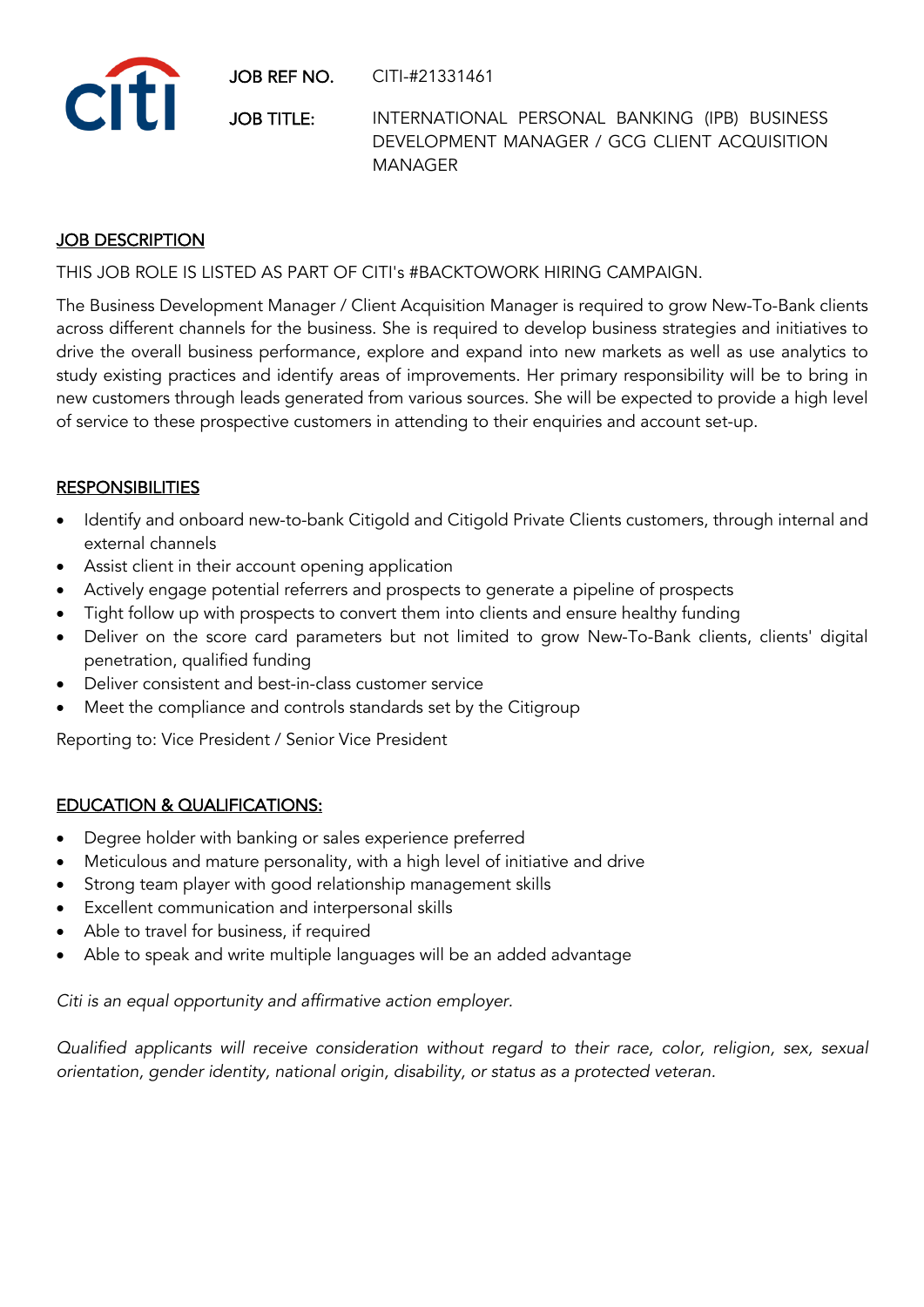**JOB REF NO.** CITI-#21331461

**JOB TITLE:** INTERNATIONAL PERSONAL BANKING (IPB) BUSINESS DEVELOPMENT MANAGER / GCG CLIENT ACQUISITION MANAGER

## JOB DESCRIPTION

THIS JOB ROLE IS LISTED AS PART OF CITI's #BACKTOWORK HIRING CAMPAIGN.

The Business Development Manager / Client Acquisition Manager is required to grow New-To-Bank clients across different channels for the business. She is required to develop business strategies and initiatives to drive the overall business performance, explore and expand into new markets as well as use analytics to study existing practices and identify areas of improvements. Her primary responsibility will be to bring in new customers through leads generated from various sources. She will be expected to provide a high level of service to these prospective customers in attending to their enquiries and account set-up.

## RESPONSIBILITIES

- Identify and onboard new-to-bank Citigold and Citigold Private Clients customers, through internal and external channels
- Assist client in their account opening application
- Actively engage potential referrers and prospects to generate a pipeline of prospects
- Tight follow up with prospects to convert them into clients and ensure healthy funding
- Deliver on the score card parameters but not limited to grow New-To-Bank clients, clients' digital penetration, qualified funding
- Deliver consistent and best-in-class customer service
- Meet the compliance and controls standards set by the Citigroup

Reporting to: Vice President / Senior Vice President

## EDUCATION & QUALIFICATIONS:

- Degree holder with banking or sales experience preferred
- Meticulous and mature personality, with a high level of initiative and drive
- Strong team player with good relationship management skills
- Excellent communication and interpersonal skills
- Able to travel for business, if required
- Able to speak and write multiple languages will be an added advantage

*Citi is an equal opportunity and affirmative action employer.*

*Qualified applicants will receive consideration without regard to their race, color, religion, sex, sexual orientation, gender identity, national origin, disability, or status as a protected veteran.*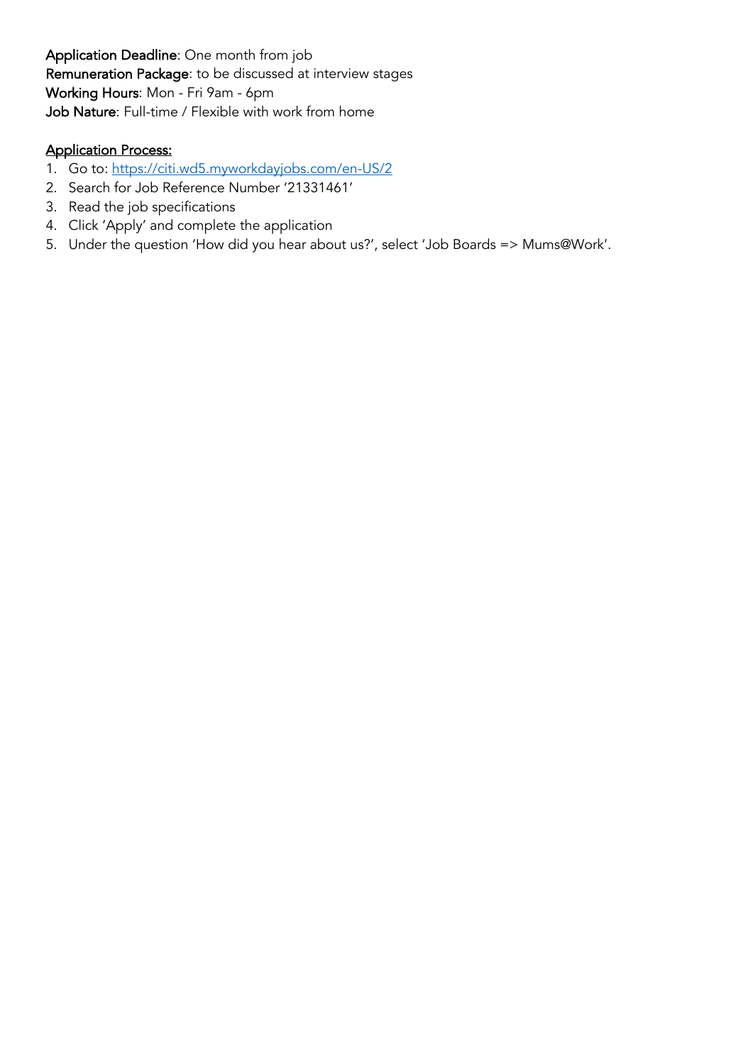**Application Deadline**: One month from job
**Remuneration Package**: to be discussed at interview stages
**Working Hours**: Mon - Fri 9am - 6pm
**Job Nature**: Full-time / Flexible with work from home

**Application Process:**

1. Go to: [https://citi.wd5.myworkdayjobs.com/en-US/2](https://citi.wd5.myworkdayjobs.com/en-US/2)
2. Search for Job Reference Number '21331461'
3. Read the job specifications
4. Click 'Apply' and complete the application
5. Under the question 'How did you hear about us?', select 'Job Boards => Mums@Work'.